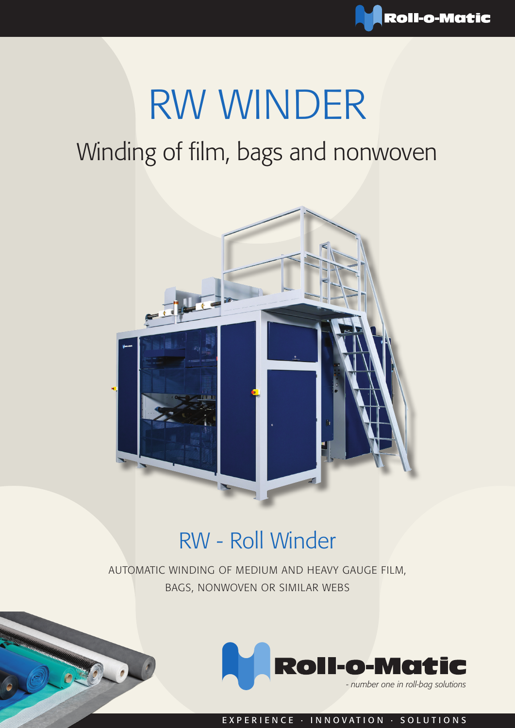# RW WINDER

## Winding of film, bags and nonwoven

## RW - Roll Winder

AUTOMATIC WINDING OF MEDIUM AND HEAVY GAUGE FILM, BAGS, NONWOVEN OR SIMILAR WEBS

Roll-o-Matic

*- number one in roll-bag solutions*

EXPERIENCE · INNOVATION · SOLUTIONS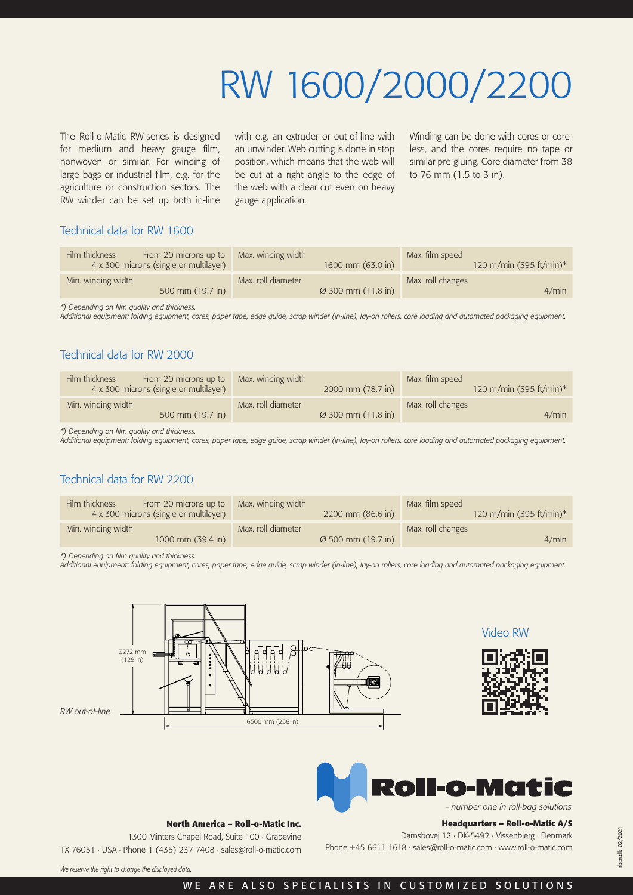# RW 1600/2000/2200

The Roll-o-Matic RW-series is designed for medium and heavy gauge film, nonwoven or similar. For winding of large bags or industrial film, e.g. for the agriculture or construction sectors. The RW winder can be set up both in-line with e.g. an extruder or out-of-line with an unwinder. Web cutting is done in stop position, which means that the web will be cut at a right angle to the edge of the web with a clear cut even on heavy gauge application.

Winding can be done with cores or coreless, and the cores require no tape or similar pre-gluing. Core diameter from 38 to 76 mm (1.5 to 3 in).

## Technical data for RW 1600

| | | |
|---|---|---|
| Film thickness: From 20 microns up to 4 x 300 microns (single or multilayer) | Max. winding width: 1600 mm (63.0 in) | Max. film speed: 120 m/min (395 ft/min)* |
| Min. winding width: 500 mm (19.7 in) | Max. roll diameter: Ø 300 mm (11.8 in) | Max. roll changes: 4/min |

*\*) Depending on film quality and thickness.*

*Additional equipment: folding equipment, cores, paper tape, edge guide, scrap winder (in-line), lay-on rollers, core loading and automated packaging equipment.*

## Technical data for RW 2000

| | | |
|---|---|---|
| Film thickness: From 20 microns up to 4 x 300 microns (single or multilayer) | Max. winding width: 2000 mm (78.7 in) | Max. film speed: 120 m/min (395 ft/min)* |
| Min. winding width: 500 mm (19.7 in) | Max. roll diameter: Ø 300 mm (11.8 in) | Max. roll changes: 4/min |

*\*) Depending on film quality and thickness.*

*Additional equipment: folding equipment, cores, paper tape, edge guide, scrap winder (in-line), lay-on rollers, core loading and automated packaging equipment.*

## Technical data for RW 2200

| | | |
|---|---|---|
| Film thickness: From 20 microns up to 4 x 300 microns (single or multilayer) | Max. winding width: 2200 mm (86.6 in) | Max. film speed: 120 m/min (395 ft/min)* |
| Min. winding width: 1000 mm (39.4 in) | Max. roll diameter: Ø 500 mm (19.7 in) | Max. roll changes: 4/min |

*\*) Depending on film quality and thickness.*

*Additional equipment: folding equipment, cores, paper tape, edge guide, scrap winder (in-line), lay-on rollers, core loading and automated packaging equipment.*

3272 mm
(129 in)

6500 mm (256 in)

*RW out-of-line*

Video RW

Roll-o-Matic

*- number one in roll-bag solutions*

**North America – Roll-o-Matic Inc.**
1300 Minters Chapel Road, Suite 100 · Grapevine
TX 76051 · USA · Phone 1 (435) 237 7408 · sales@roll-o-matic.com

**Headquarters – Roll-o-Matic A/S**
Damsbovej 12 · DK-5492 · Vissenbjerg · Denmark
Phone +45 6611 1618 · sales@roll-o-matic.com · www.roll-o-matic.com

*We reserve the right to change the displayed data.*

WE ARE ALSO SPECIALISTS IN CUSTOMIZED SOLUTIONS

rbcn.dk 02/2021